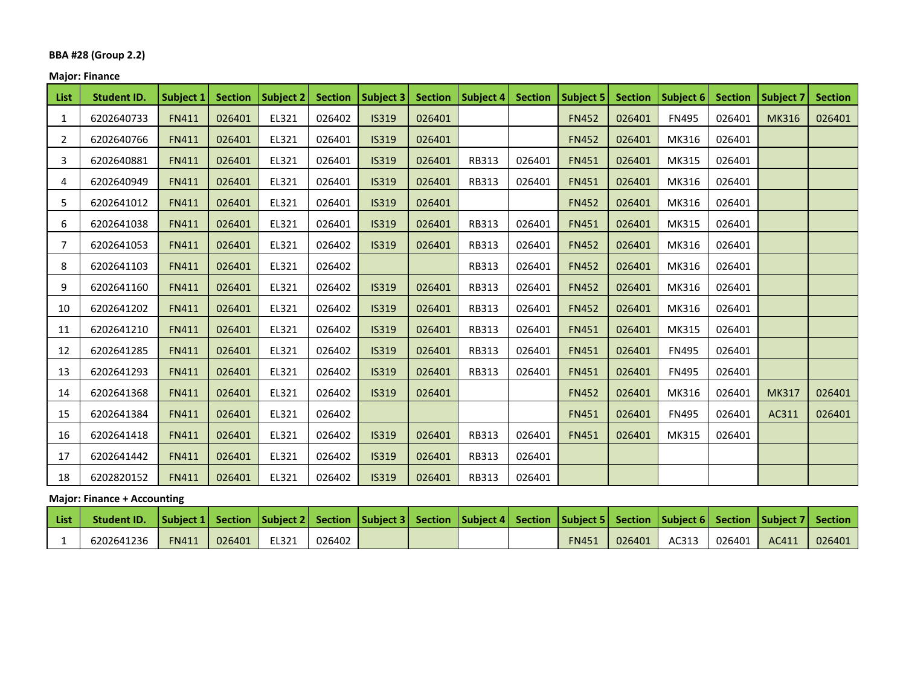**BBA #28 (Group 2.2)**

**Major: Finance**

| List | Student ID. | Subject 1 | Section | Subject 2 | Section | Subject 3 | Section | Subject 4 | Section | Subject 5 | Section | Subject 6 | Section | Subject 7 | Section |
|---|---|---|---|---|---|---|---|---|---|---|---|---|---|---|---|
| 1 | 6202640733 | FN411 | 026401 | EL321 | 026402 | IS319 | 026401 | | | FN452 | 026401 | FN495 | 026401 | MK316 | 026401 |
| 2 | 6202640766 | FN411 | 026401 | EL321 | 026401 | IS319 | 026401 | | | FN452 | 026401 | MK316 | 026401 | | |
| 3 | 6202640881 | FN411 | 026401 | EL321 | 026401 | IS319 | 026401 | RB313 | 026401 | FN451 | 026401 | MK315 | 026401 | | |
| 4 | 6202640949 | FN411 | 026401 | EL321 | 026401 | IS319 | 026401 | RB313 | 026401 | FN451 | 026401 | MK316 | 026401 | | |
| 5 | 6202641012 | FN411 | 026401 | EL321 | 026401 | IS319 | 026401 | | | FN452 | 026401 | MK316 | 026401 | | |
| 6 | 6202641038 | FN411 | 026401 | EL321 | 026401 | IS319 | 026401 | RB313 | 026401 | FN451 | 026401 | MK315 | 026401 | | |
| 7 | 6202641053 | FN411 | 026401 | EL321 | 026402 | IS319 | 026401 | RB313 | 026401 | FN452 | 026401 | MK316 | 026401 | | |
| 8 | 6202641103 | FN411 | 026401 | EL321 | 026402 | | | RB313 | 026401 | FN452 | 026401 | MK316 | 026401 | | |
| 9 | 6202641160 | FN411 | 026401 | EL321 | 026402 | IS319 | 026401 | RB313 | 026401 | FN452 | 026401 | MK316 | 026401 | | |
| 10 | 6202641202 | FN411 | 026401 | EL321 | 026402 | IS319 | 026401 | RB313 | 026401 | FN452 | 026401 | MK316 | 026401 | | |
| 11 | 6202641210 | FN411 | 026401 | EL321 | 026402 | IS319 | 026401 | RB313 | 026401 | FN451 | 026401 | MK315 | 026401 | | |
| 12 | 6202641285 | FN411 | 026401 | EL321 | 026402 | IS319 | 026401 | RB313 | 026401 | FN451 | 026401 | FN495 | 026401 | | |
| 13 | 6202641293 | FN411 | 026401 | EL321 | 026402 | IS319 | 026401 | RB313 | 026401 | FN451 | 026401 | FN495 | 026401 | | |
| 14 | 6202641368 | FN411 | 026401 | EL321 | 026402 | IS319 | 026401 | | | FN452 | 026401 | MK316 | 026401 | MK317 | 026401 |
| 15 | 6202641384 | FN411 | 026401 | EL321 | 026402 | | | | | FN451 | 026401 | FN495 | 026401 | AC311 | 026401 |
| 16 | 6202641418 | FN411 | 026401 | EL321 | 026402 | IS319 | 026401 | RB313 | 026401 | FN451 | 026401 | MK315 | 026401 | | |
| 17 | 6202641442 | FN411 | 026401 | EL321 | 026402 | IS319 | 026401 | RB313 | 026401 | | | | | | |
| 18 | 6202820152 | FN411 | 026401 | EL321 | 026402 | IS319 | 026401 | RB313 | 026401 | | | | | | |

**Major: Finance + Accounting**

| List | Student ID. | Subject 1 | Section | Subject 2 | Section | Subject 3 | Section | Subject 4 | Section | Subject 5 | Section | Subject 6 | Section | Subject 7 | Section |
|---|---|---|---|---|---|---|---|---|---|---|---|---|---|---|---|
| 1 | 6202641236 | FN411 | 026401 | EL321 | 026402 | | | | | FN451 | 026401 | AC313 | 026401 | AC411 | 026401 |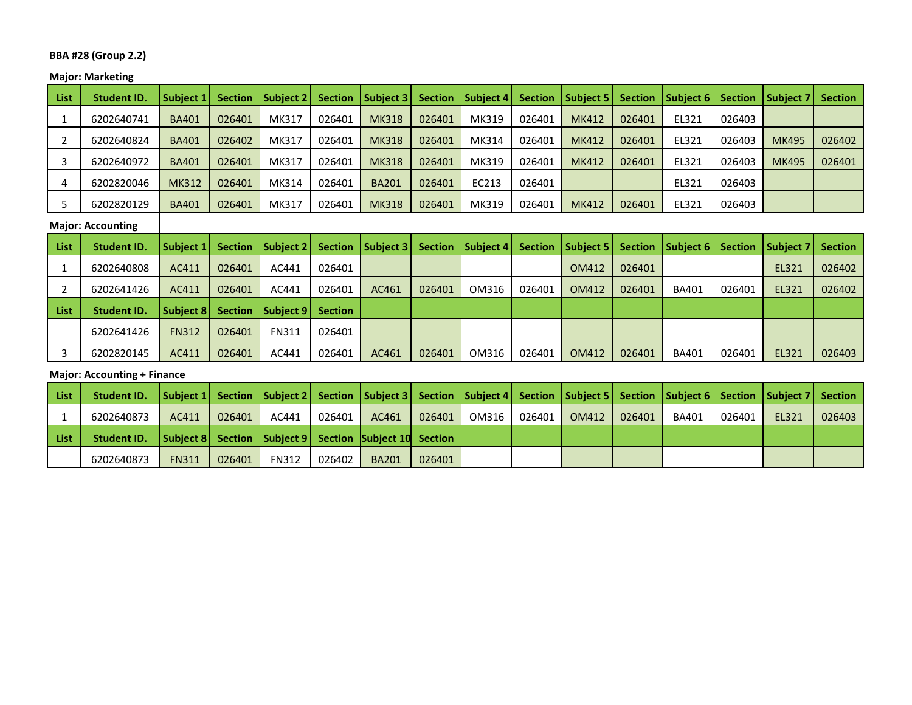**BBA #28 (Group 2.2)**

**Major: Marketing**

| List | Student ID. | Subject 1 | Section | Subject 2 | Section | Subject 3 | Section | Subject 4 | Section | Subject 5 | Section | Subject 6 | Section | Subject 7 | Section |
|---|---|---|---|---|---|---|---|---|---|---|---|---|---|---|---|
| 1 | 6202640741 | BA401 | 026401 | MK317 | 026401 | MK318 | 026401 | MK319 | 026401 | MK412 | 026401 | EL321 | 026403 | | |
| 2 | 6202640824 | BA401 | 026402 | MK317 | 026401 | MK318 | 026401 | MK314 | 026401 | MK412 | 026401 | EL321 | 026403 | MK495 | 026402 |
| 3 | 6202640972 | BA401 | 026401 | MK317 | 026401 | MK318 | 026401 | MK319 | 026401 | MK412 | 026401 | EL321 | 026403 | MK495 | 026401 |
| 4 | 6202820046 | MK312 | 026401 | MK314 | 026401 | BA201 | 026401 | EC213 | 026401 | | | EL321 | 026403 | | |
| 5 | 6202820129 | BA401 | 026401 | MK317 | 026401 | MK318 | 026401 | MK319 | 026401 | MK412 | 026401 | EL321 | 026403 | | |

**Major: Accounting**

| List | Student ID. | Subject 1 | Section | Subject 2 | Section | Subject 3 | Section | Subject 4 | Section | Subject 5 | Section | Subject 6 | Section | Subject 7 | Section |
|---|---|---|---|---|---|---|---|---|---|---|---|---|---|---|---|
| 1 | 6202640808 | AC411 | 026401 | AC441 | 026401 | | | | | OM412 | 026401 | | | EL321 | 026402 |
| 2 | 6202641426 | AC411 | 026401 | AC441 | 026401 | AC461 | 026401 | OM316 | 026401 | OM412 | 026401 | BA401 | 026401 | EL321 | 026402 |
| **List** | **Student ID.** | **Subject 8** | **Section** | **Subject 9** | **Section** | | | | | | | | | | |
| | 6202641426 | FN312 | 026401 | FN311 | 026401 | | | | | | | | | | |
| 3 | 6202820145 | AC411 | 026401 | AC441 | 026401 | AC461 | 026401 | OM316 | 026401 | OM412 | 026401 | BA401 | 026401 | EL321 | 026403 |

**Major: Accounting + Finance**

| List | Student ID. | Subject 1 | Section | Subject 2 | Section | Subject 3 | Section | Subject 4 | Section | Subject 5 | Section | Subject 6 | Section | Subject 7 | Section |
|---|---|---|---|---|---|---|---|---|---|---|---|---|---|---|---|
| 1 | 6202640873 | AC411 | 026401 | AC441 | 026401 | AC461 | 026401 | OM316 | 026401 | OM412 | 026401 | BA401 | 026401 | EL321 | 026403 |
| **List** | **Student ID.** | **Subject 8** | **Section** | **Subject 9** | **Section** | **Subject 10** | **Section** | | | | | | | | |
| | 6202640873 | FN311 | 026401 | FN312 | 026402 | BA201 | 026401 | | | | | | | | |